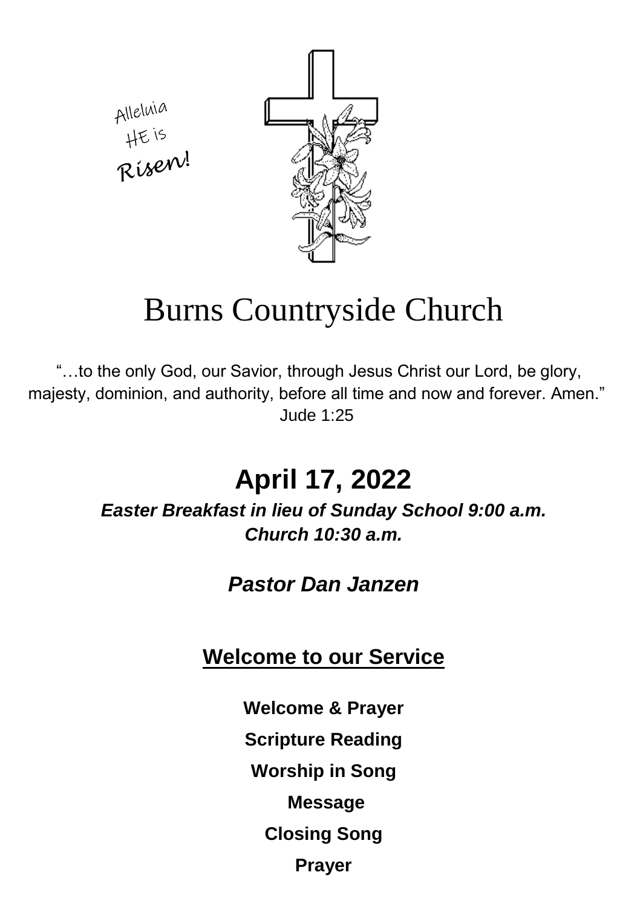Alleluia
HE is
**Risen!**

# Burns Countryside Church

"…to the only God, our Savior, through Jesus Christ our Lord, be glory, majesty, dominion, and authority, before all time and now and forever. Amen."
Jude 1:25

## April 17, 2022

***Easter Breakfast in lieu of Sunday School 9:00 a.m.***
***Church 10:30 a.m.***

### *Pastor Dan Janzen*

## Welcome to our Service

**Welcome & Prayer**

**Scripture Reading**

**Worship in Song**

**Message**

**Closing Song**

**Prayer**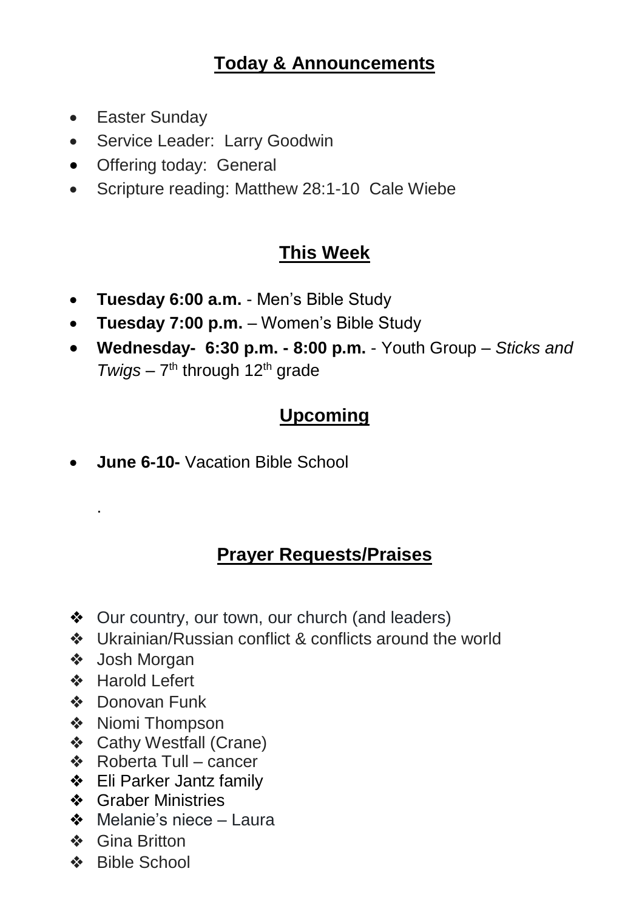## Today & Announcements

- Easter Sunday
- Service Leader: Larry Goodwin
- Offering today: General
- Scripture reading: Matthew 28:1-10 Cale Wiebe

## This Week

- **Tuesday 6:00 a.m.** - Men's Bible Study
- **Tuesday 7:00 p.m.** – Women's Bible Study
- **Wednesday- 6:30 p.m. - 8:00 p.m.** - Youth Group – *Sticks and Twigs* – 7th through 12th grade

## Upcoming

- **June 6-10-** Vacation Bible School

.

## Prayer Requests/Praises

- Our country, our town, our church (and leaders)
- Ukrainian/Russian conflict & conflicts around the world
- Josh Morgan
- Harold Lefert
- Donovan Funk
- Niomi Thompson
- Cathy Westfall (Crane)
- Roberta Tull – cancer
- Eli Parker Jantz family
- Graber Ministries
- Melanie's niece – Laura
- Gina Britton
- Bible School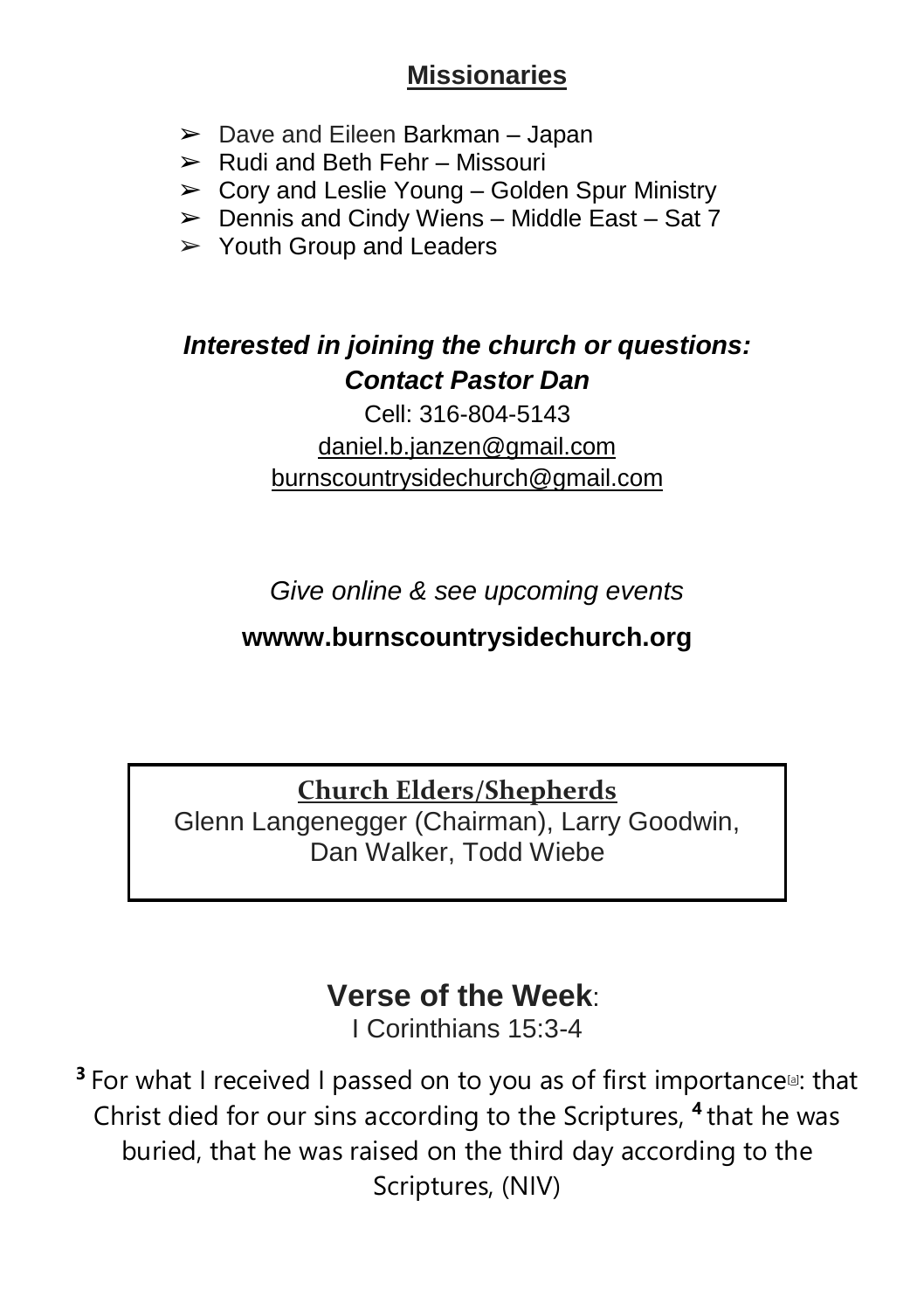## Missionaries

- Dave and Eileen Barkman – Japan
- Rudi and Beth Fehr – Missouri
- Cory and Leslie Young – Golden Spur Ministry
- Dennis and Cindy Wiens – Middle East – Sat 7
- Youth Group and Leaders

### ***Interested in joining the church or questions: Contact Pastor Dan***

Cell: 316-804-5143

daniel.b.janzen@gmail.com

burnscountrysidechurch@gmail.com

*Give online & see upcoming events*

**wwww.burnscountrysidechurch.org**

**Church Elders/Shepherds**

Glenn Langenegger (Chairman), Larry Goodwin, Dan Walker, Todd Wiebe

## Verse of the Week:

I Corinthians 15:3-4

**3** For what I received I passed on to you as of first importance[a]: that Christ died for our sins according to the Scriptures, **4** that he was buried, that he was raised on the third day according to the Scriptures, (NIV)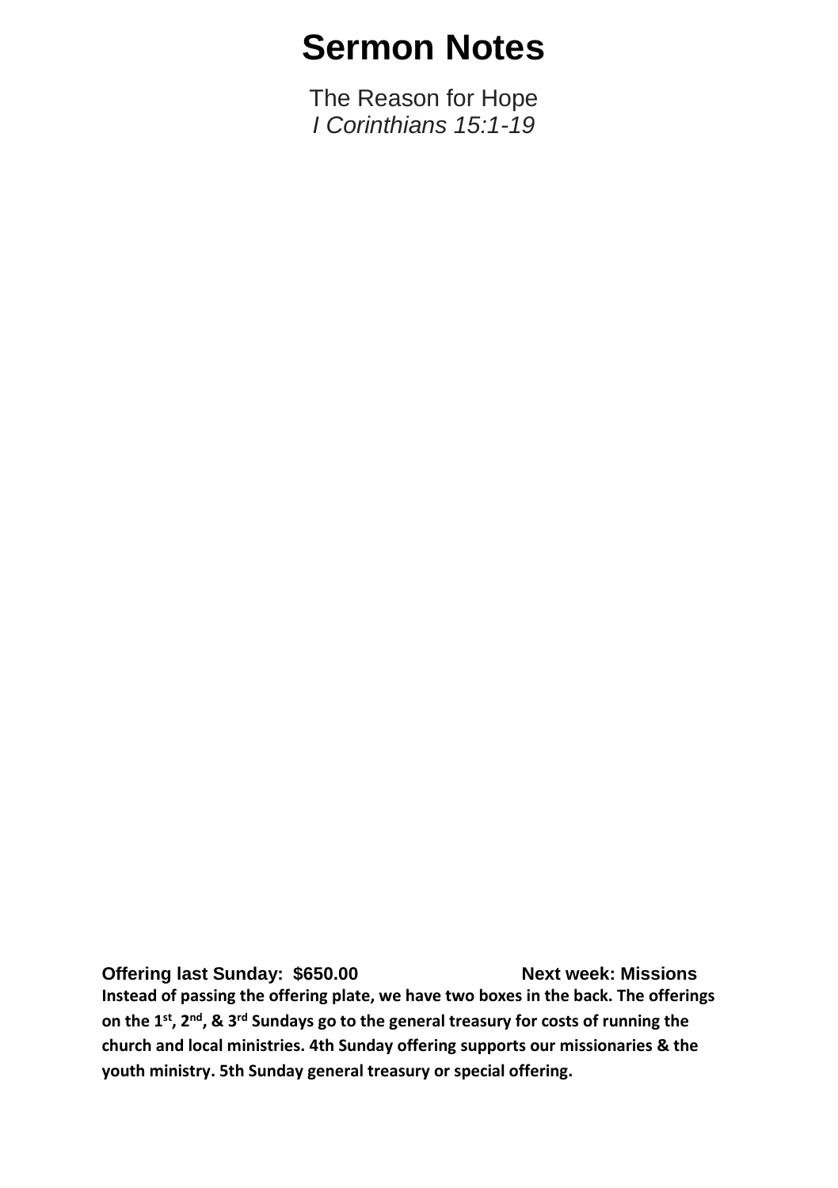# Sermon Notes

The Reason for Hope

*I Corinthians 15:1-19*

**Offering last Sunday: $650.00** **Next week: Missions**

**Instead of passing the offering plate, we have two boxes in the back. The offerings on the 1st, 2nd, & 3rd Sundays go to the general treasury for costs of running the church and local ministries. 4th Sunday offering supports our missionaries & the youth ministry. 5th Sunday general treasury or special offering.**